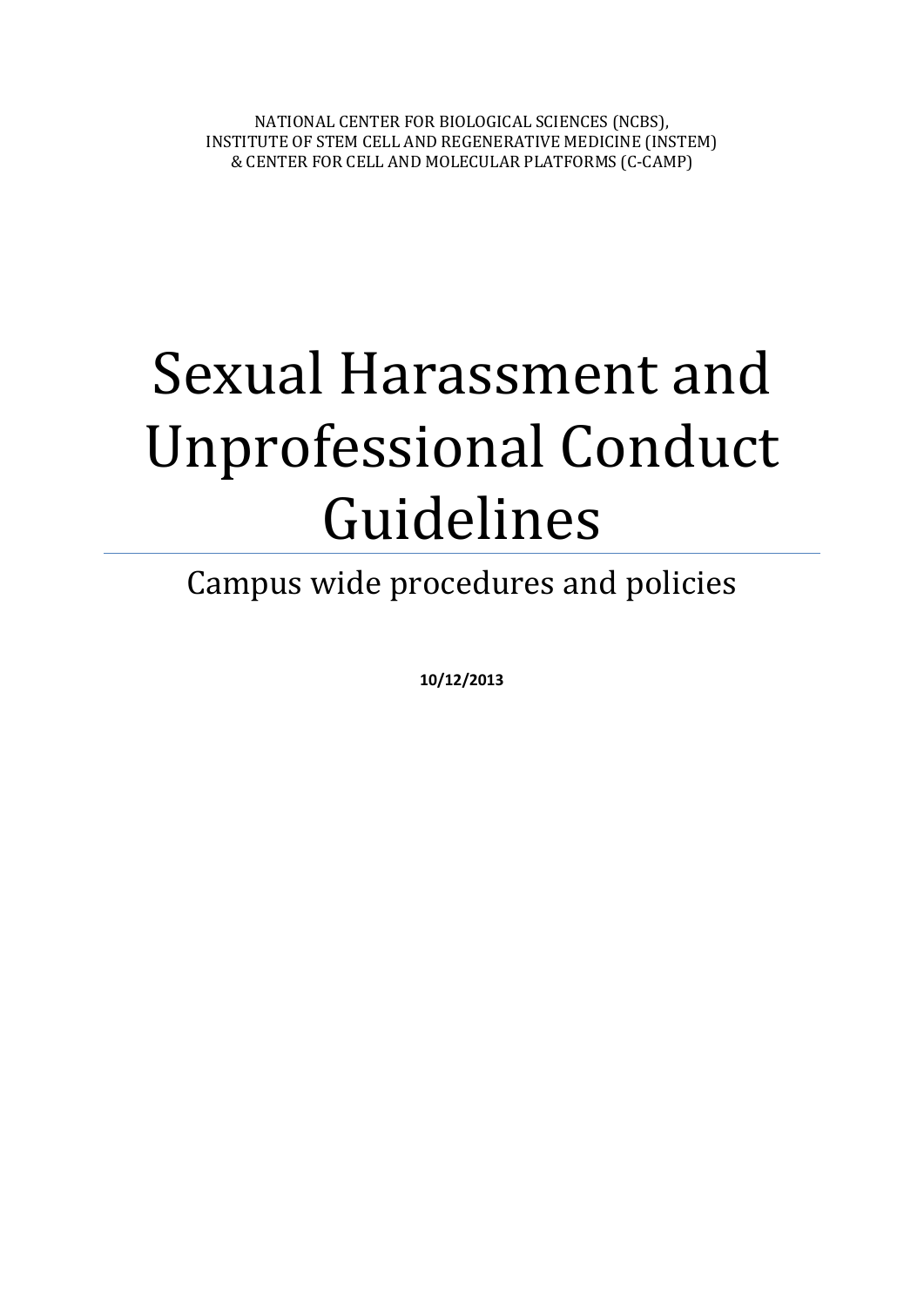NATIONAL CENTER FOR BIOLOGICAL SCIENCES (NCBS),
INSTITUTE OF STEM CELL AND REGENERATIVE MEDICINE (INSTEM)
& CENTER FOR CELL AND MOLECULAR PLATFORMS (C-CAMP)

# Sexual Harassment and Unprofessional Conduct Guidelines

## Campus wide procedures and policies

**10/12/2013**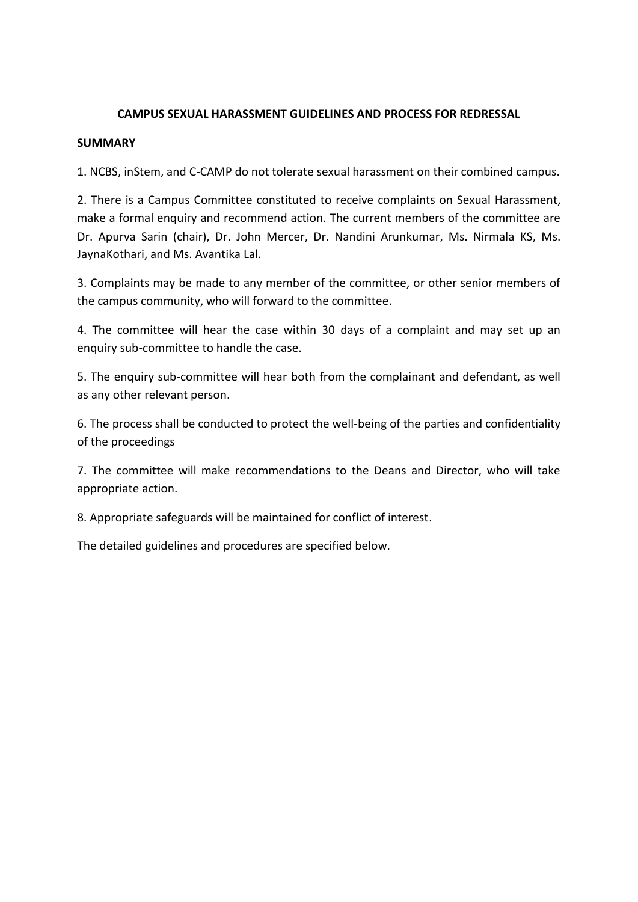**CAMPUS SEXUAL HARASSMENT GUIDELINES AND PROCESS FOR REDRESSAL**

**SUMMARY**

1. NCBS, inStem, and C-CAMP do not tolerate sexual harassment on their combined campus.

2. There is a Campus Committee constituted to receive complaints on Sexual Harassment, make a formal enquiry and recommend action. The current members of the committee are Dr. Apurva Sarin (chair), Dr. John Mercer, Dr. Nandini Arunkumar, Ms. Nirmala KS, Ms. JaynaKothari, and Ms. Avantika Lal.

3. Complaints may be made to any member of the committee, or other senior members of the campus community, who will forward to the committee.

4. The committee will hear the case within 30 days of a complaint and may set up an enquiry sub-committee to handle the case.

5. The enquiry sub-committee will hear both from the complainant and defendant, as well as any other relevant person.

6. The process shall be conducted to protect the well-being of the parties and confidentiality of the proceedings

7. The committee will make recommendations to the Deans and Director, who will take appropriate action.

8. Appropriate safeguards will be maintained for conflict of interest.

The detailed guidelines and procedures are specified below.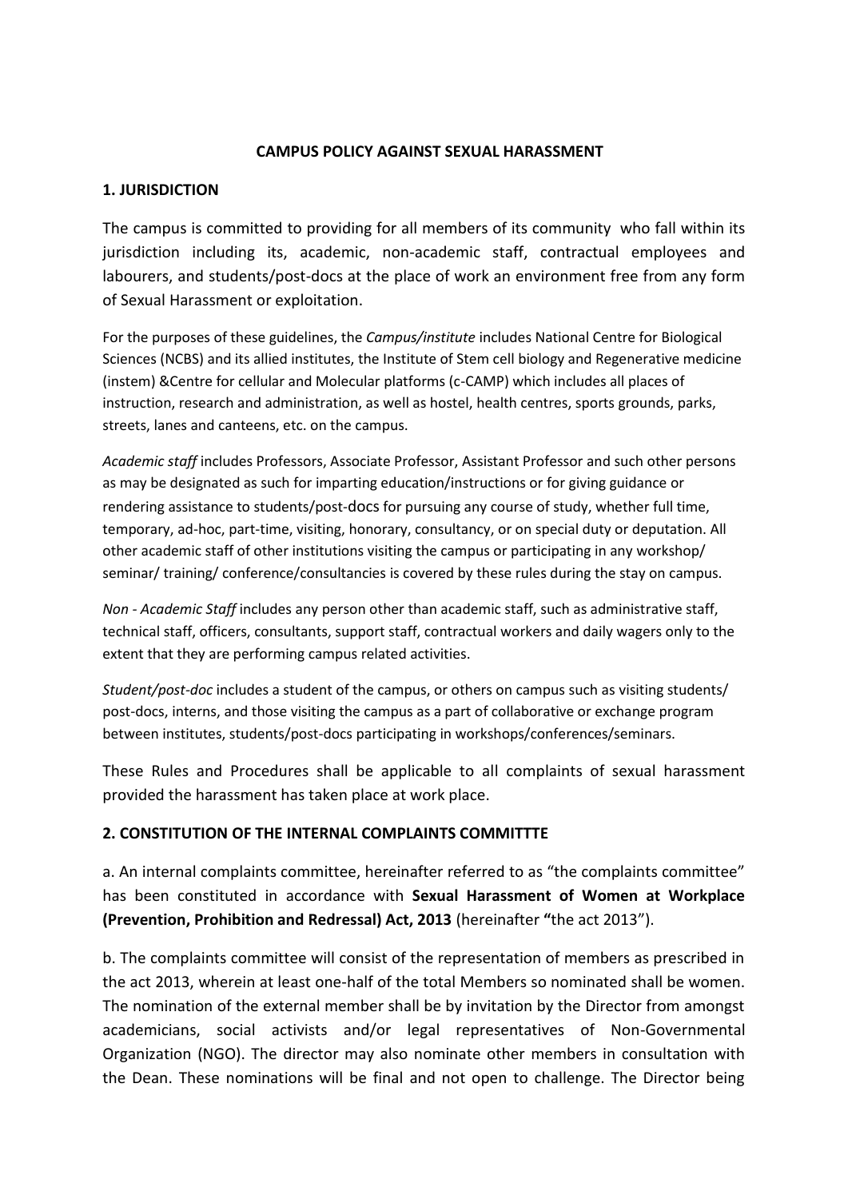**CAMPUS POLICY AGAINST SEXUAL HARASSMENT**

**1. JURISDICTION**

The campus is committed to providing for all members of its community who fall within its jurisdiction including its, academic, non-academic staff, contractual employees and labourers, and students/post-docs at the place of work an environment free from any form of Sexual Harassment or exploitation.

For the purposes of these guidelines, the *Campus/institute* includes National Centre for Biological Sciences (NCBS) and its allied institutes, the Institute of Stem cell biology and Regenerative medicine (instem) &Centre for cellular and Molecular platforms (c-CAMP) which includes all places of instruction, research and administration, as well as hostel, health centres, sports grounds, parks, streets, lanes and canteens, etc. on the campus.

*Academic staff* includes Professors, Associate Professor, Assistant Professor and such other persons as may be designated as such for imparting education/instructions or for giving guidance or rendering assistance to students/post-docs for pursuing any course of study, whether full time, temporary, ad-hoc, part-time, visiting, honorary, consultancy, or on special duty or deputation. All other academic staff of other institutions visiting the campus or participating in any workshop/ seminar/ training/ conference/consultancies is covered by these rules during the stay on campus.

*Non - Academic Staff* includes any person other than academic staff, such as administrative staff, technical staff, officers, consultants, support staff, contractual workers and daily wagers only to the extent that they are performing campus related activities.

*Student/post-doc* includes a student of the campus, or others on campus such as visiting students/ post-docs, interns, and those visiting the campus as a part of collaborative or exchange program between institutes, students/post-docs participating in workshops/conferences/seminars.

These Rules and Procedures shall be applicable to all complaints of sexual harassment provided the harassment has taken place at work place.

**2. CONSTITUTION OF THE INTERNAL COMPLAINTS COMMITTTE**

a. An internal complaints committee, hereinafter referred to as "the complaints committee" has been constituted in accordance with **Sexual Harassment of Women at Workplace (Prevention, Prohibition and Redressal) Act, 2013** (hereinafter **"**the act 2013").

b. The complaints committee will consist of the representation of members as prescribed in the act 2013, wherein at least one-half of the total Members so nominated shall be women. The nomination of the external member shall be by invitation by the Director from amongst academicians, social activists and/or legal representatives of Non-Governmental Organization (NGO). The director may also nominate other members in consultation with the Dean. These nominations will be final and not open to challenge. The Director being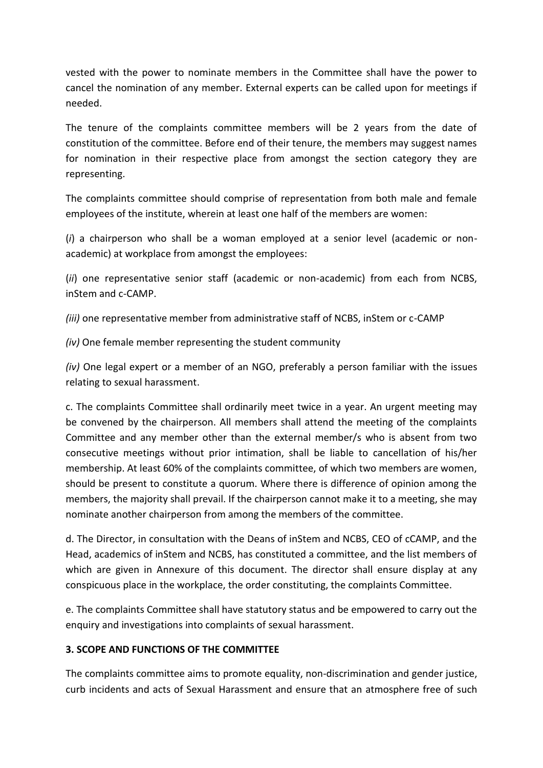vested with the power to nominate members in the Committee shall have the power to cancel the nomination of any member. External experts can be called upon for meetings if needed.

The tenure of the complaints committee members will be 2 years from the date of constitution of the committee. Before end of their tenure, the members may suggest names for nomination in their respective place from amongst the section category they are representing.

The complaints committee should comprise of representation from both male and female employees of the institute, wherein at least one half of the members are women:

(*i*) a chairperson who shall be a woman employed at a senior level (academic or non-academic) at workplace from amongst the employees:

(*ii*) one representative senior staff (academic or non-academic) from each from NCBS, inStem and c-CAMP.

*(iii)* one representative member from administrative staff of NCBS, inStem or c-CAMP

*(iv)* One female member representing the student community

*(iv)* One legal expert or a member of an NGO, preferably a person familiar with the issues relating to sexual harassment.

c. The complaints Committee shall ordinarily meet twice in a year. An urgent meeting may be convened by the chairperson. All members shall attend the meeting of the complaints Committee and any member other than the external member/s who is absent from two consecutive meetings without prior intimation, shall be liable to cancellation of his/her membership. At least 60% of the complaints committee, of which two members are women, should be present to constitute a quorum. Where there is difference of opinion among the members, the majority shall prevail. If the chairperson cannot make it to a meeting, she may nominate another chairperson from among the members of the committee.

d. The Director, in consultation with the Deans of inStem and NCBS, CEO of cCAMP, and the Head, academics of inStem and NCBS, has constituted a committee, and the list members of which are given in Annexure of this document. The director shall ensure display at any conspicuous place in the workplace, the order constituting, the complaints Committee.

e. The complaints Committee shall have statutory status and be empowered to carry out the enquiry and investigations into complaints of sexual harassment.

**3. SCOPE AND FUNCTIONS OF THE COMMITTEE**

The complaints committee aims to promote equality, non-discrimination and gender justice, curb incidents and acts of Sexual Harassment and ensure that an atmosphere free of such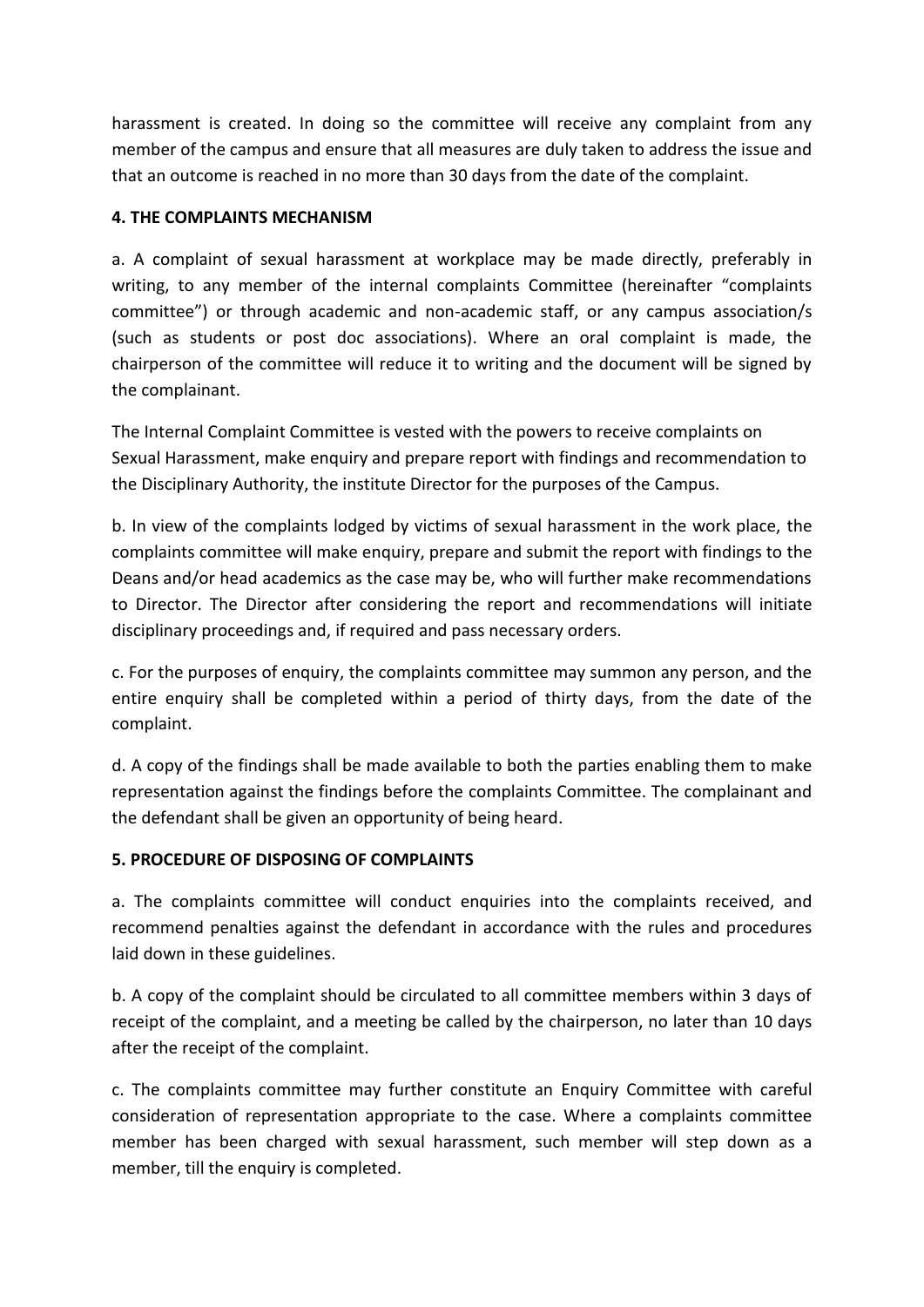harassment is created. In doing so the committee will receive any complaint from any member of the campus and ensure that all measures are duly taken to address the issue and that an outcome is reached in no more than 30 days from the date of the complaint.

**4. THE COMPLAINTS MECHANISM**

a. A complaint of sexual harassment at workplace may be made directly, preferably in writing, to any member of the internal complaints Committee (hereinafter "complaints committee") or through academic and non-academic staff, or any campus association/s (such as students or post doc associations). Where an oral complaint is made, the chairperson of the committee will reduce it to writing and the document will be signed by the complainant.

The Internal Complaint Committee is vested with the powers to receive complaints on Sexual Harassment, make enquiry and prepare report with findings and recommendation to the Disciplinary Authority, the institute Director for the purposes of the Campus.

b. In view of the complaints lodged by victims of sexual harassment in the work place, the complaints committee will make enquiry, prepare and submit the report with findings to the Deans and/or head academics as the case may be, who will further make recommendations to Director. The Director after considering the report and recommendations will initiate disciplinary proceedings and, if required and pass necessary orders.

c. For the purposes of enquiry, the complaints committee may summon any person, and the entire enquiry shall be completed within a period of thirty days, from the date of the complaint.

d. A copy of the findings shall be made available to both the parties enabling them to make representation against the findings before the complaints Committee. The complainant and the defendant shall be given an opportunity of being heard.

**5. PROCEDURE OF DISPOSING OF COMPLAINTS**

a. The complaints committee will conduct enquiries into the complaints received, and recommend penalties against the defendant in accordance with the rules and procedures laid down in these guidelines.

b. A copy of the complaint should be circulated to all committee members within 3 days of receipt of the complaint, and a meeting be called by the chairperson, no later than 10 days after the receipt of the complaint.

c. The complaints committee may further constitute an Enquiry Committee with careful consideration of representation appropriate to the case. Where a complaints committee member has been charged with sexual harassment, such member will step down as a member, till the enquiry is completed.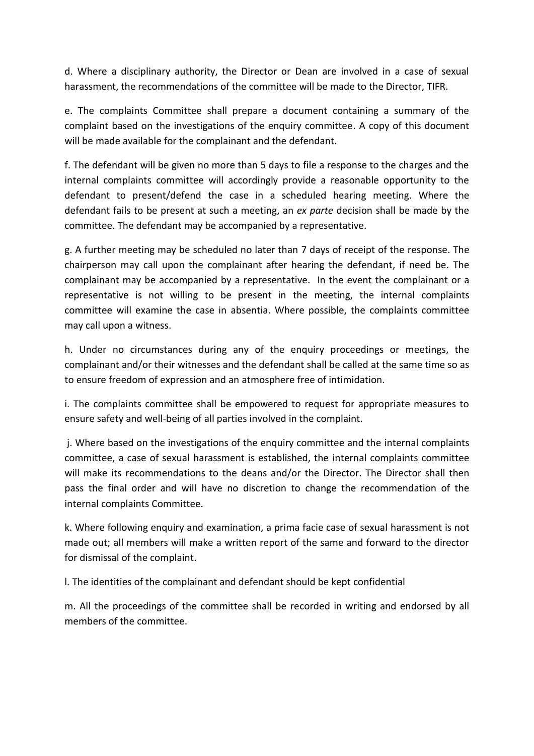d. Where a disciplinary authority, the Director or Dean are involved in a case of sexual harassment, the recommendations of the committee will be made to the Director, TIFR.

e. The complaints Committee shall prepare a document containing a summary of the complaint based on the investigations of the enquiry committee. A copy of this document will be made available for the complainant and the defendant.

f. The defendant will be given no more than 5 days to file a response to the charges and the internal complaints committee will accordingly provide a reasonable opportunity to the defendant to present/defend the case in a scheduled hearing meeting. Where the defendant fails to be present at such a meeting, an *ex parte* decision shall be made by the committee. The defendant may be accompanied by a representative.

g. A further meeting may be scheduled no later than 7 days of receipt of the response. The chairperson may call upon the complainant after hearing the defendant, if need be. The complainant may be accompanied by a representative. In the event the complainant or a representative is not willing to be present in the meeting, the internal complaints committee will examine the case in absentia. Where possible, the complaints committee may call upon a witness.

h. Under no circumstances during any of the enquiry proceedings or meetings, the complainant and/or their witnesses and the defendant shall be called at the same time so as to ensure freedom of expression and an atmosphere free of intimidation.

i. The complaints committee shall be empowered to request for appropriate measures to ensure safety and well-being of all parties involved in the complaint.

j. Where based on the investigations of the enquiry committee and the internal complaints committee, a case of sexual harassment is established, the internal complaints committee will make its recommendations to the deans and/or the Director. The Director shall then pass the final order and will have no discretion to change the recommendation of the internal complaints Committee.

k. Where following enquiry and examination, a prima facie case of sexual harassment is not made out; all members will make a written report of the same and forward to the director for dismissal of the complaint.

l. The identities of the complainant and defendant should be kept confidential

m. All the proceedings of the committee shall be recorded in writing and endorsed by all members of the committee.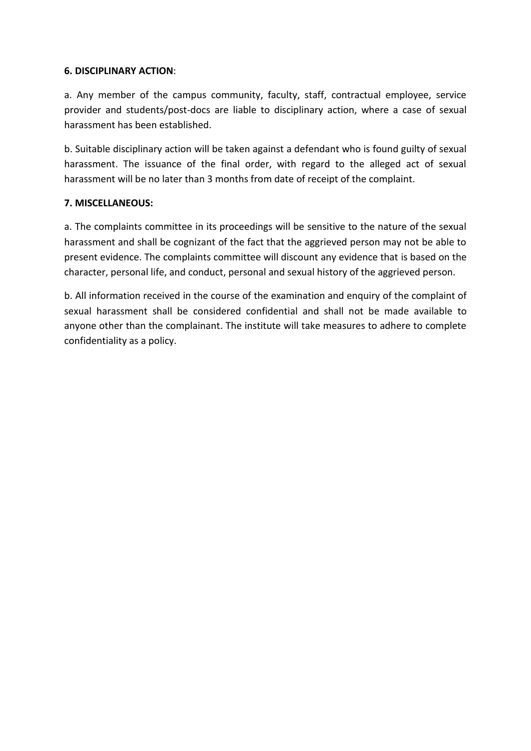**6. DISCIPLINARY ACTION**:

a. Any member of the campus community, faculty, staff, contractual employee, service provider and students/post-docs are liable to disciplinary action, where a case of sexual harassment has been established.

b. Suitable disciplinary action will be taken against a defendant who is found guilty of sexual harassment. The issuance of the final order, with regard to the alleged act of sexual harassment will be no later than 3 months from date of receipt of the complaint.

**7. MISCELLANEOUS:**

a. The complaints committee in its proceedings will be sensitive to the nature of the sexual harassment and shall be cognizant of the fact that the aggrieved person may not be able to present evidence. The complaints committee will discount any evidence that is based on the character, personal life, and conduct, personal and sexual history of the aggrieved person.

b. All information received in the course of the examination and enquiry of the complaint of sexual harassment shall be considered confidential and shall not be made available to anyone other than the complainant. The institute will take measures to adhere to complete confidentiality as a policy.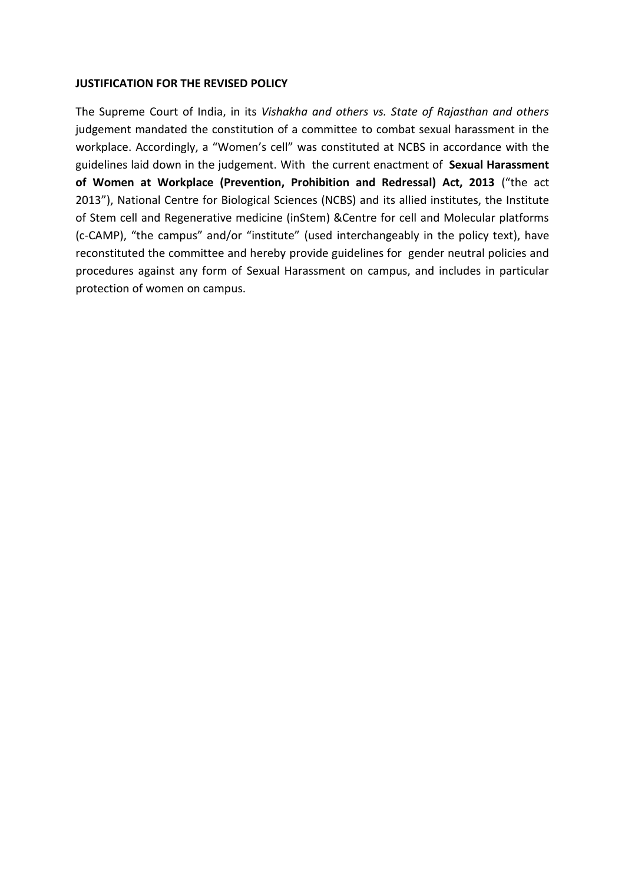**JUSTIFICATION FOR THE REVISED POLICY**

The Supreme Court of India, in its *Vishakha and others vs. State of Rajasthan and others* judgement mandated the constitution of a committee to combat sexual harassment in the workplace. Accordingly, a "Women's cell" was constituted at NCBS in accordance with the guidelines laid down in the judgement. With the current enactment of **Sexual Harassment of Women at Workplace (Prevention, Prohibition and Redressal) Act, 2013** ("the act 2013"), National Centre for Biological Sciences (NCBS) and its allied institutes, the Institute of Stem cell and Regenerative medicine (inStem) &Centre for cell and Molecular platforms (c-CAMP), "the campus" and/or "institute" (used interchangeably in the policy text), have reconstituted the committee and hereby provide guidelines for gender neutral policies and procedures against any form of Sexual Harassment on campus, and includes in particular protection of women on campus.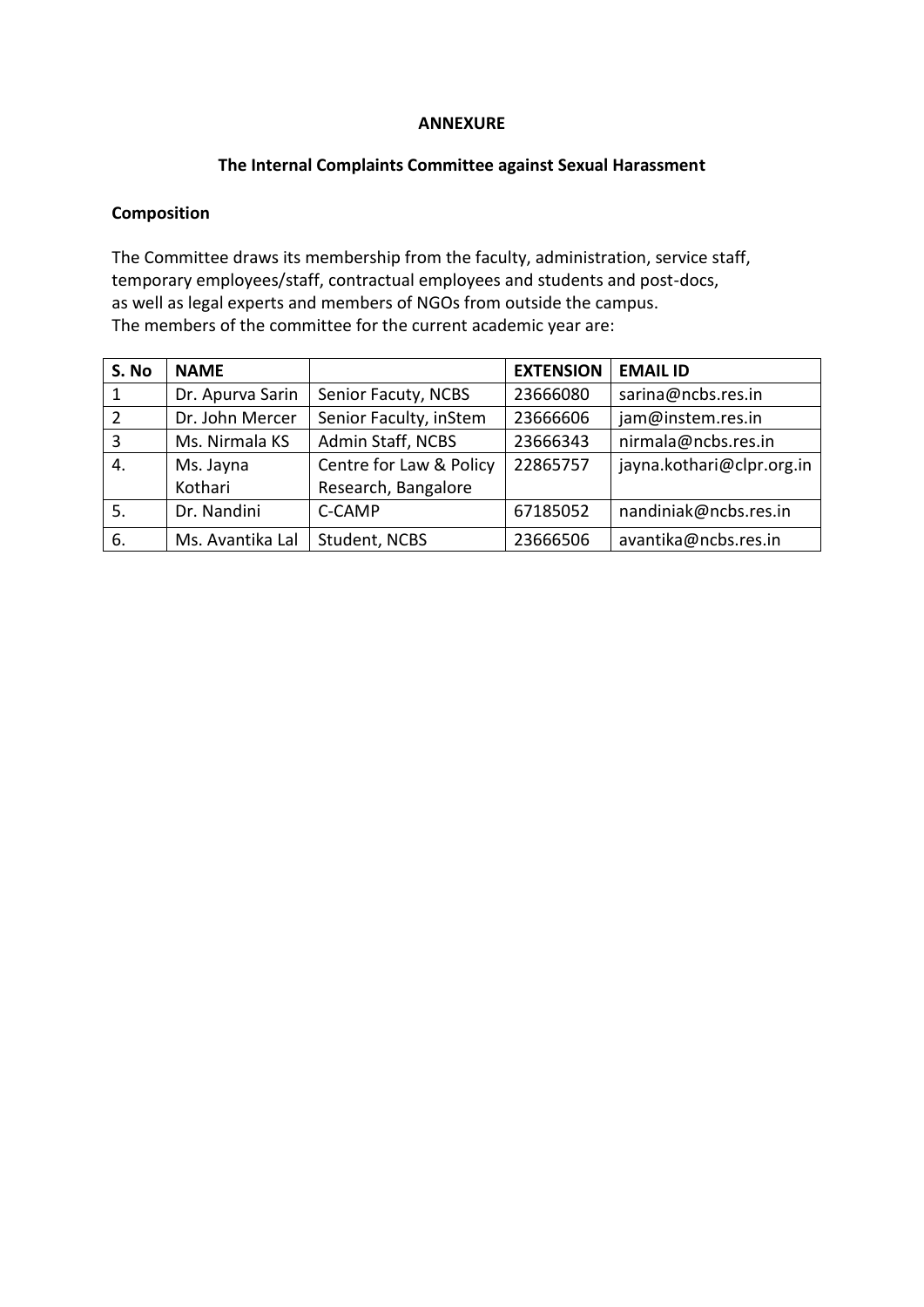**ANNEXURE**

**The Internal Complaints Committee against Sexual Harassment**

**Composition**

The Committee draws its membership from the faculty, administration, service staff, temporary employees/staff, contractual employees and students and post-docs, as well as legal experts and members of NGOs from outside the campus.
The members of the committee for the current academic year are:

| S. No | NAME | | EXTENSION | EMAIL ID |
|---|---|---|---|---|
| 1 | Dr. Apurva Sarin | Senior Facuty, NCBS | 23666080 | sarina@ncbs.res.in |
| 2 | Dr. John Mercer | Senior Faculty, inStem | 23666606 | jam@instem.res.in |
| 3 | Ms. Nirmala KS | Admin Staff, NCBS | 23666343 | nirmala@ncbs.res.in |
| 4. | Ms. Jayna Kothari | Centre for Law & Policy Research, Bangalore | 22865757 | jayna.kothari@clpr.org.in |
| 5. | Dr. Nandini | C-CAMP | 67185052 | nandiniak@ncbs.res.in |
| 6. | Ms. Avantika Lal | Student, NCBS | 23666506 | avantika@ncbs.res.in |